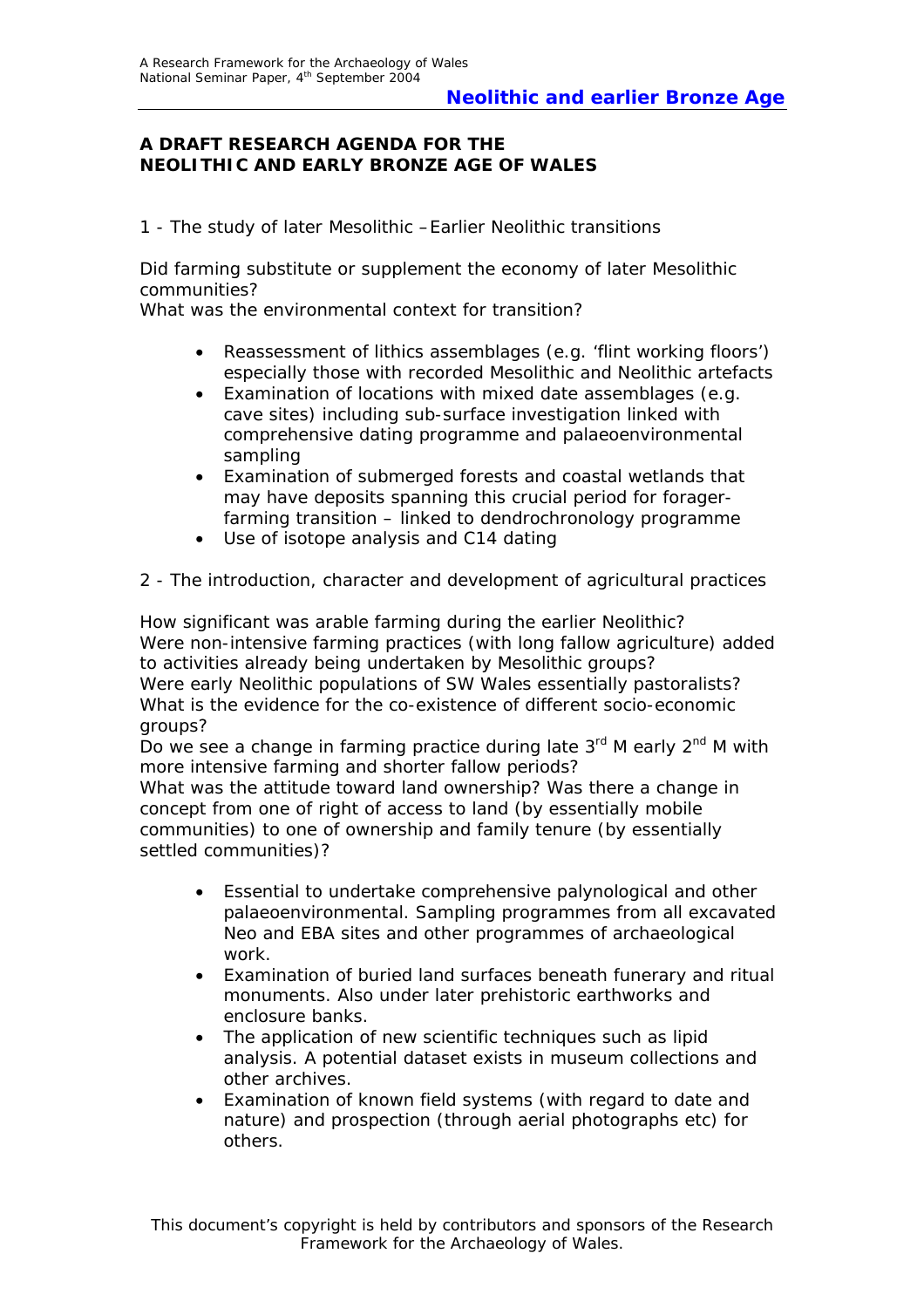# A DRAFT RESEARCH AGENDA FOR THE NEOLITHIC AND EARLY BRONZE AGE OF WALES

1 - The study of later Mesolithic – Earlier Neolithic transitions

Did farming substitute or supplement the economy of later Mesolithic communities?
What was the environmental context for transition?

- Reassessment of lithics assemblages (e.g. 'flint working floors') especially those with recorded Mesolithic and Neolithic artefacts
- Examination of locations with mixed date assemblages (e.g. cave sites) including sub-surface investigation linked with comprehensive dating programme and palaeoenvironmental sampling
- Examination of submerged forests and coastal wetlands that may have deposits spanning this crucial period for forager-farming transition – linked to dendrochronology programme
- Use of isotope analysis and C14 dating

2 - The introduction, character and development of agricultural practices

How significant was arable farming during the earlier Neolithic?
Were non-intensive farming practices (with long fallow agriculture) added to activities already being undertaken by Mesolithic groups?
Were early Neolithic populations of SW Wales essentially pastoralists?
What is the evidence for the co-existence of different socio-economic groups?
Do we see a change in farming practice during late 3rd M early 2nd M with more intensive farming and shorter fallow periods?
What was the attitude toward land ownership? Was there a change in concept from one of right of access to land (by essentially mobile communities) to one of ownership and family tenure (by essentially settled communities)?

- Essential to undertake comprehensive palynological and other palaeoenvironmental. Sampling programmes from all excavated Neo and EBA sites and other programmes of archaeological work.
- Examination of buried land surfaces beneath funerary and ritual monuments. Also under later prehistoric earthworks and enclosure banks.
- The application of new scientific techniques such as lipid analysis. A potential dataset exists in museum collections and other archives.
- Examination of known field systems (with regard to date and nature) and prospection (through aerial photographs etc) for others.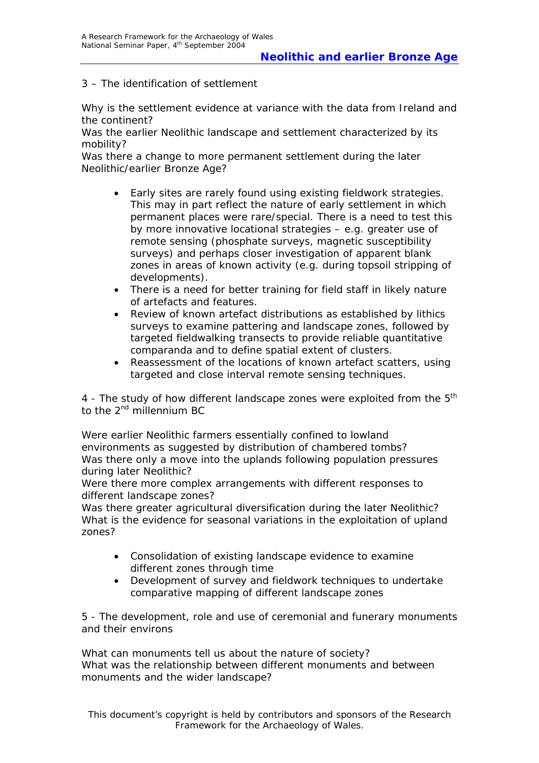3 – The identification of settlement

Why is the settlement evidence at variance with the data from Ireland and the continent?
Was the earlier Neolithic landscape and settlement characterized by its mobility?
Was there a change to more permanent settlement during the later Neolithic/earlier Bronze Age?

- Early sites are rarely found using existing fieldwork strategies. This may in part reflect the nature of early settlement in which permanent places were rare/special. There is a need to test this by more innovative locational strategies – e.g. greater use of remote sensing (phosphate surveys, magnetic susceptibility surveys) and perhaps closer investigation of apparent blank zones in areas of known activity (e.g. during topsoil stripping of developments).
- There is a need for better training for field staff in likely nature of artefacts and features.
- Review of known artefact distributions as established by lithics surveys to examine pattering and landscape zones, followed by targeted fieldwalking transects to provide reliable quantitative comparanda and to define spatial extent of clusters.
- Reassessment of the locations of known artefact scatters, using targeted and close interval remote sensing techniques.

4 - The study of how different landscape zones were exploited from the 5th to the 2nd millennium BC

Were earlier Neolithic farmers essentially confined to lowland environments as suggested by distribution of chambered tombs?
Was there only a move into the uplands following population pressures during later Neolithic?
Were there more complex arrangements with different responses to different landscape zones?
Was there greater agricultural diversification during the later Neolithic?
What is the evidence for seasonal variations in the exploitation of upland zones?

- Consolidation of existing landscape evidence to examine different zones through time
- Development of survey and fieldwork techniques to undertake comparative mapping of different landscape zones

5 - The development, role and use of ceremonial and funerary monuments and their environs

What can monuments tell us about the nature of society?
What was the relationship between different monuments and between monuments and the wider landscape?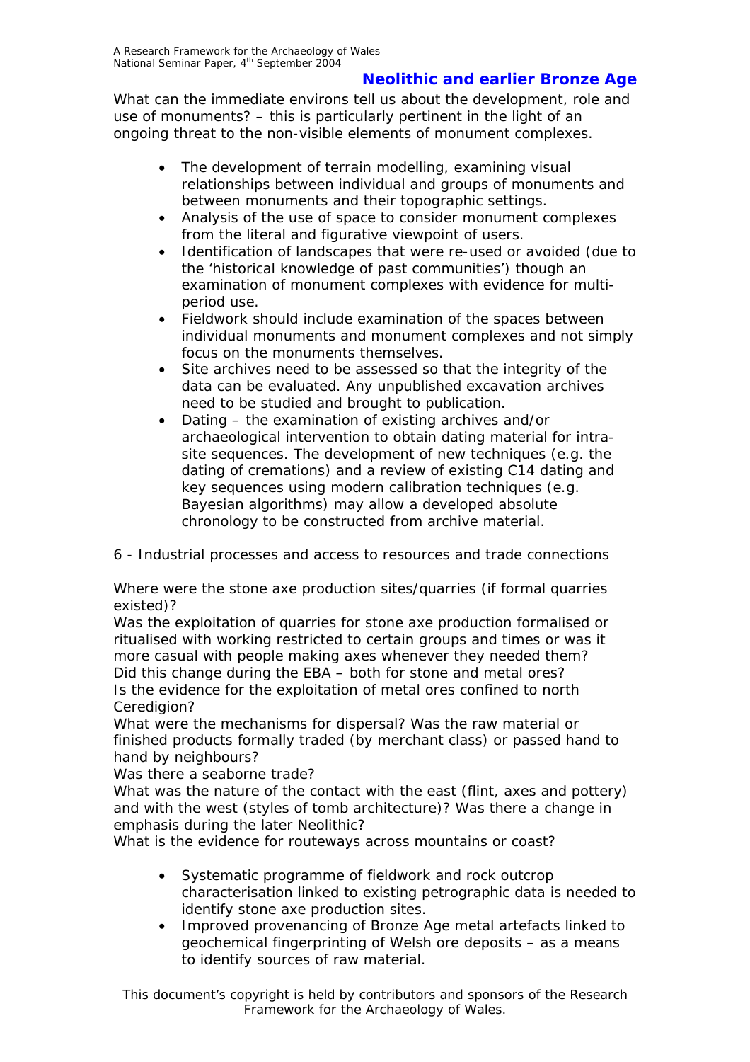What can the immediate environs tell us about the development, role and use of monuments? – this is particularly pertinent in the light of an ongoing threat to the non-visible elements of monument complexes.

- The development of terrain modelling, examining visual relationships between individual and groups of monuments and between monuments and their topographic settings.
- Analysis of the use of space to consider monument complexes from the literal and figurative viewpoint of users.
- Identification of landscapes that were re-used or avoided (due to the 'historical knowledge of past communities') though an examination of monument complexes with evidence for multi-period use.
- Fieldwork should include examination of the spaces between individual monuments and monument complexes and not simply focus on the monuments themselves.
- Site archives need to be assessed so that the integrity of the data can be evaluated. Any unpublished excavation archives need to be studied and brought to publication.
- Dating – the examination of existing archives and/or archaeological intervention to obtain dating material for intra-site sequences. The development of new techniques (e.g. the dating of cremations) and a review of existing C14 dating and key sequences using modern calibration techniques (e.g. Bayesian algorithms) may allow a developed absolute chronology to be constructed from archive material.

6 - Industrial processes and access to resources and trade connections

Where were the stone axe production sites/quarries (if formal quarries existed)?
Was the exploitation of quarries for stone axe production formalised or ritualised with working restricted to certain groups and times or was it more casual with people making axes whenever they needed them?
Did this change during the EBA – both for stone and metal ores?
Is the evidence for the exploitation of metal ores confined to north Ceredigion?
What were the mechanisms for dispersal? Was the raw material or finished products formally traded (by merchant class) or passed hand to hand by neighbours?
Was there a seaborne trade?
What was the nature of the contact with the east (flint, axes and pottery) and with the west (styles of tomb architecture)? Was there a change in emphasis during the later Neolithic?
What is the evidence for routeways across mountains or coast?

- Systematic programme of fieldwork and rock outcrop characterisation linked to existing petrographic data is needed to identify stone axe production sites.
- Improved provenancing of Bronze Age metal artefacts linked to geochemical fingerprinting of Welsh ore deposits – as a means to identify sources of raw material.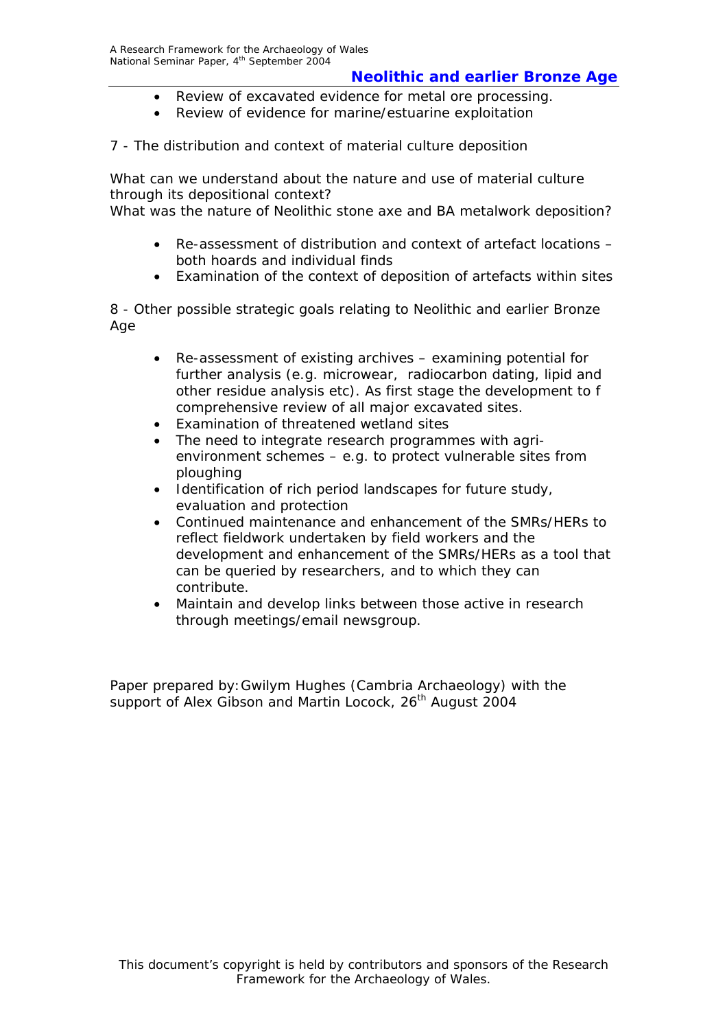- Review of excavated evidence for metal ore processing.
- Review of evidence for marine/estuarine exploitation

7 - The distribution and context of material culture deposition

What can we understand about the nature and use of material culture through its depositional context?
What was the nature of Neolithic stone axe and BA metalwork deposition?

- Re-assessment of distribution and context of artefact locations – both hoards and individual finds
- Examination of the context of deposition of artefacts within sites

8 - Other possible strategic goals relating to Neolithic and earlier Bronze Age

- Re-assessment of existing archives – examining potential for further analysis (e.g. microwear, radiocarbon dating, lipid and other residue analysis etc). As first stage the development to f comprehensive review of all major excavated sites.
- Examination of threatened wetland sites
- The need to integrate research programmes with agri-environment schemes – e.g. to protect vulnerable sites from ploughing
- Identification of rich period landscapes for future study, evaluation and protection
- Continued maintenance and enhancement of the SMRs/HERs to reflect fieldwork undertaken by field workers and the development and enhancement of the SMRs/HERs as a tool that can be queried by researchers, and to which they can contribute.
- Maintain and develop links between those active in research through meetings/email newsgroup.

Paper prepared by: Gwilym Hughes (Cambria Archaeology) with the support of Alex Gibson and Martin Locock, 26th August 2004

This document's copyright is held by contributors and sponsors of the Research Framework for the Archaeology of Wales.